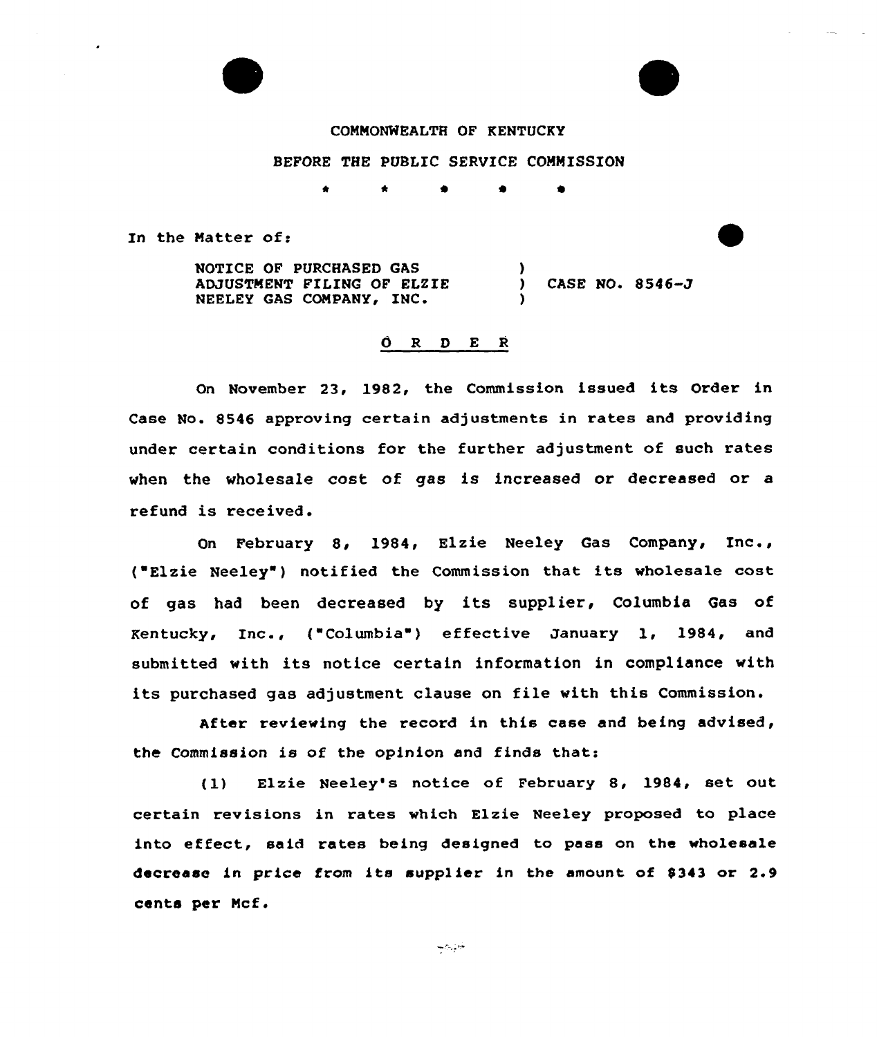COMMONWEALTH OF KENTUCKY

BEFORE THE PUBLIC SERVICE COMMISSION

\* \* \* \* \*

In the Matter of:

NOTICE OF PURCHASED GAS ADJUSTMENT FILING OF ELZIE NEELEY GAS COMPANY, INC. ) CASE NO. 8546-J

O R D E R

On November 23, 1982, the Commission issued its Order in Case No. 8546 approving certain adjustments in rates and providing under certain conditions for the further adjustment of such rates when the wholesale cost of gas is increased or decreased or a refund is received.

On February 8, 1984, Elzie Neeley Gas Company, Inc., ("Elzie Neeley") notified the Commission that its wholesale cost of gas had been decreased by its supplier, Columbia Gas of Kentucky, Inc., ("Columbia") effective January 1, 1984, and submitted with its notice certain information in compliance with its purchased gas adjustment clause on file with this Commission.

After reviewing the record in this case and being advised, the Commission is of the opinion and finds that:

(1) Elzie Neeley's notice of February 8, 1984, set out certain revisions in rates which Elzie Neeley proposed to place into effect, said rates being designed to pass on the wholesale decrease in price from its supplier in the amount of $343 or 2.9 cents per Mcf.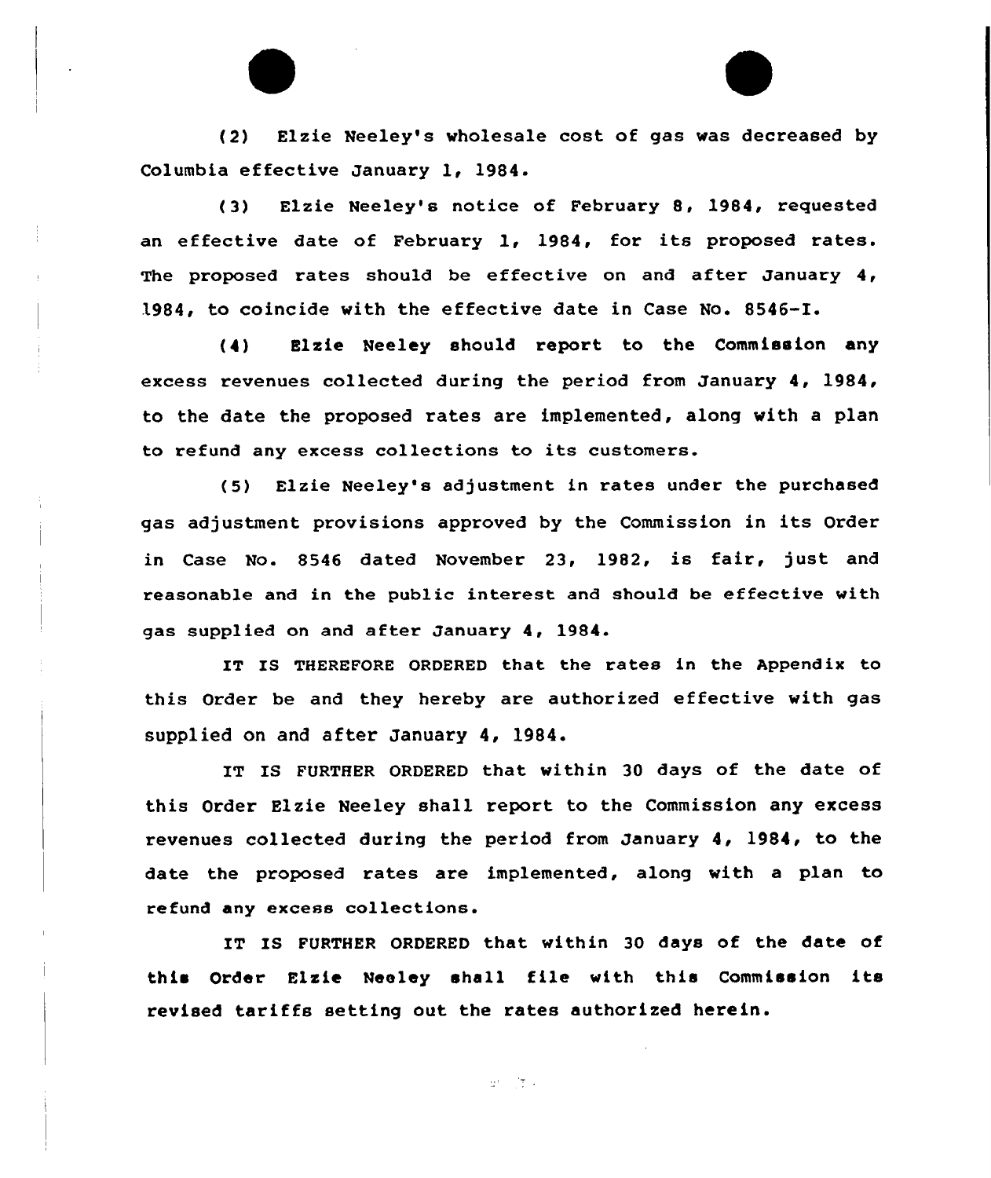(2) Elzie Neeley's wholesale cost of gas was decreased by Columbia effective January 1, 1984.

(3) Elzie Neeley's notice of February 8, 1984, requested an effective date of February 1, 1984, for its proposed rates. The proposed rates should be effective on and after January 4, 1984, to coincide with the effective date in Case No. 8546-I.

(4) Elzie Neeley should report to the Commission any excess revenues collected during the period from January 4, 1984, to the date the proposed rates are implemented, along with a plan to refund any excess collections to its customers.

(5) Elzie Neeley's adjustment in rates under the purchased gas adjustment provisions approved by the Commission in its Order in Case No. 8546 dated November 23, 1982, is fair, just and reasonable and in the public interest and should be effective with gas supplied on and after January 4, 1984.

IT IS THEREFORE ORDERED that the rates in the Appendix to this Order be and they hereby are authorized effective with gas supplied on and after January 4, 1984.

IT IS FURTHER ORDERED that within 30 days of the date of this Order Elzie Neeley shall report to the Commission any excess revenues collected during the period from January 4, 1984, to the date the proposed rates are implemented, along with a plan to refund any excess collections.

IT IS FURTHER ORDERED that within 30 days of the date of this Order Elzie Neeley shall file with this Commission its revised tariffs setting out the rates authorized herein.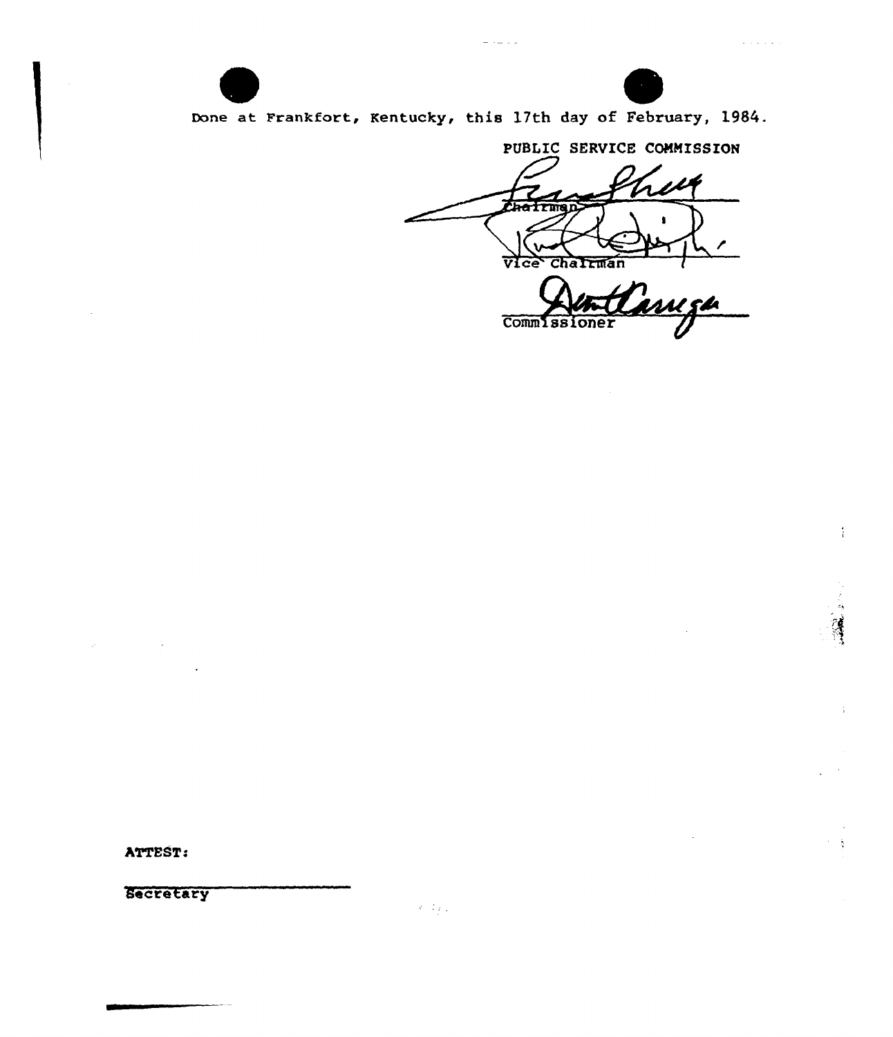Done at Frankfort, Kentucky, this 17th day of February, 1984.

PUBLIC SERVICE COMMISSION

Chairman

Vice Chairman

Commissioner

ATTEST:

Secretary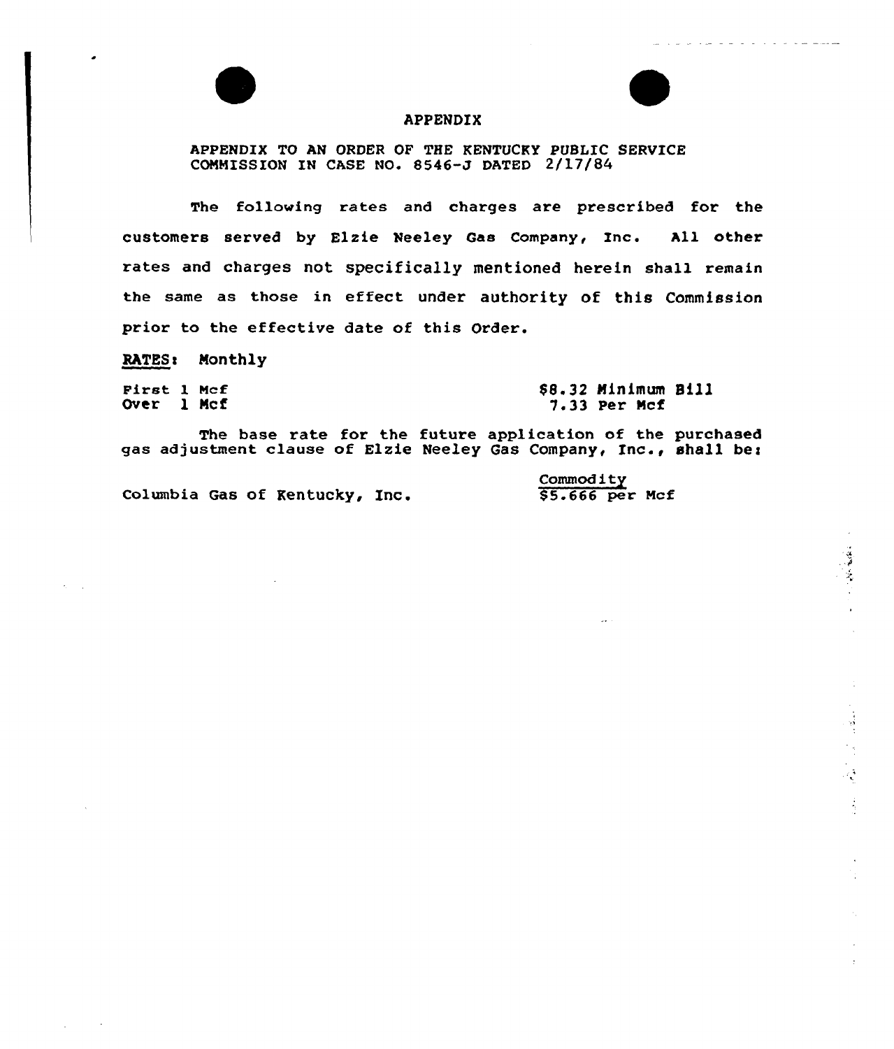# APPENDIX

APPENDIX TO AN ORDER OF THE KENTUCKY PUBLIC SERVICE COMMISSION IN CASE NO. 8546-J DATED 2/17/84

The following rates and charges are prescribed for the customers served by Elzie Neeley Gas Company, Inc. All other rates and charges not specifically mentioned herein shall remain the same as those in effect under authority of this Commission prior to the effective date of this Order.

**RATES:** Monthly

| | |
|---|---|
| First 1 Mcf | $8.32 Minimum Bill |
| Over 1 Mcf | 7.33 Per Mcf |

The base rate for the future application of the purchased gas adjustment clause of Elzie Neeley Gas Company, Inc., shall be:

| | Commodity |
|---|---|
| Columbia Gas of Kentucky, Inc. | $5.666 per Mcf |